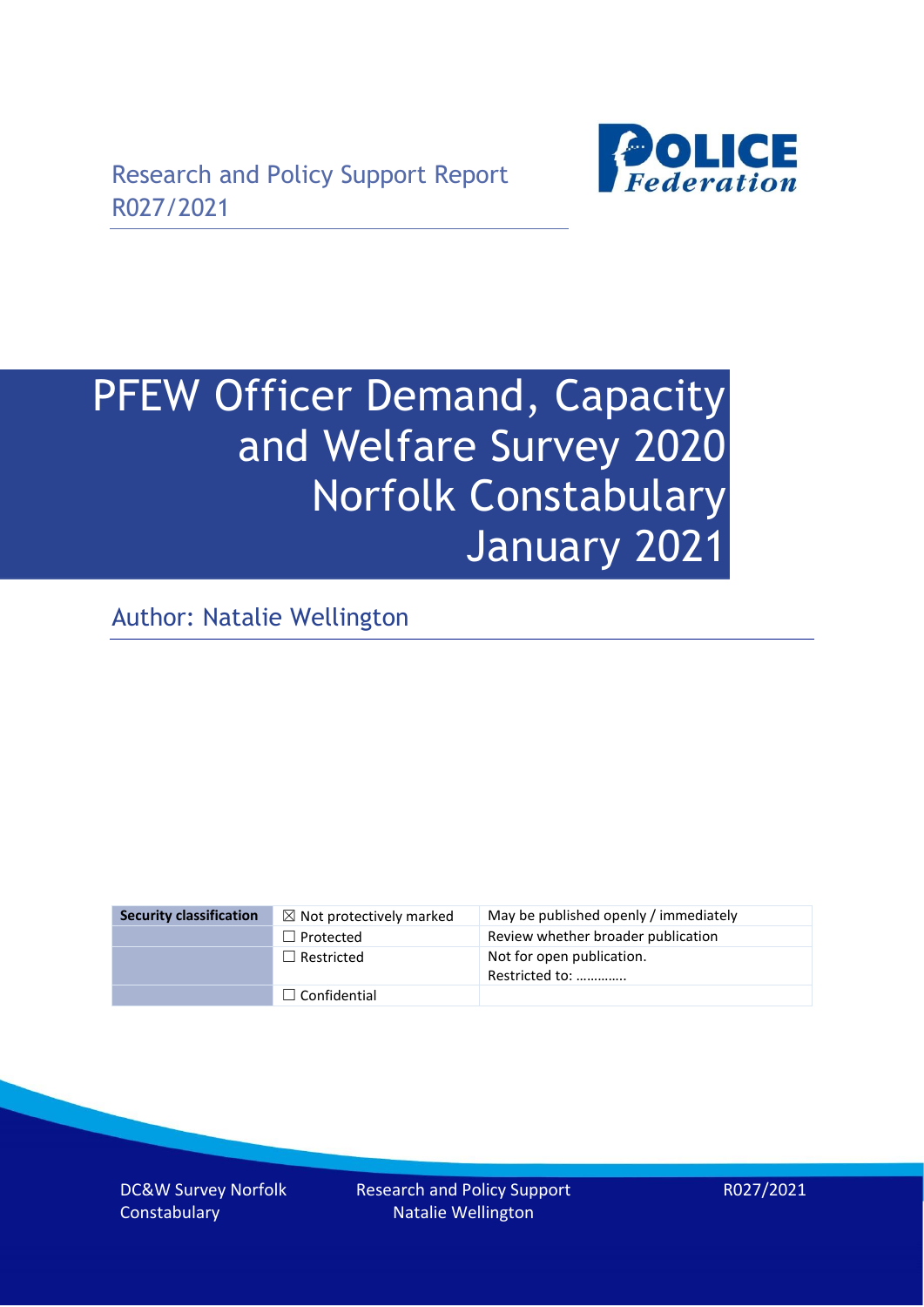Research and Policy Support Report
R027/2021

# PFEW Officer Demand, Capacity and Welfare Survey 2020 Norfolk Constabulary January 2021

Author: Natalie Wellington

| Security classification | ☒ Not protectively marked | May be published openly / immediately |
|---|---|---|
| | ☐ Protected | Review whether broader publication |
| | ☐ Restricted | Not for open publication. Restricted to: ………….. |
| | ☐ Confidential | |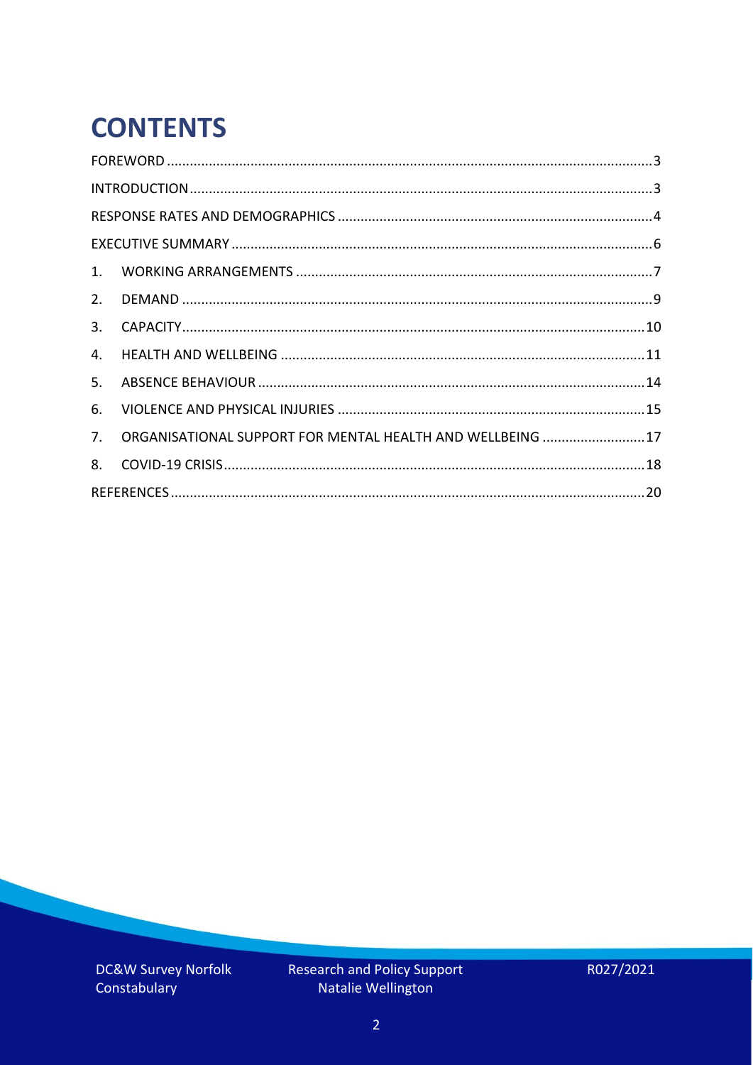# CONTENTS

FOREWORD ..... 3
INTRODUCTION ..... 3
RESPONSE RATES AND DEMOGRAPHICS ..... 4
EXECUTIVE SUMMARY ..... 6
1. WORKING ARRANGEMENTS ..... 7
2. DEMAND ..... 9
3. CAPACITY ..... 10
4. HEALTH AND WELLBEING ..... 11
5. ABSENCE BEHAVIOUR ..... 14
6. VIOLENCE AND PHYSICAL INJURIES ..... 15
7. ORGANISATIONAL SUPPORT FOR MENTAL HEALTH AND WELLBEING ..... 17
8. COVID-19 CRISIS ..... 18
REFERENCES ..... 20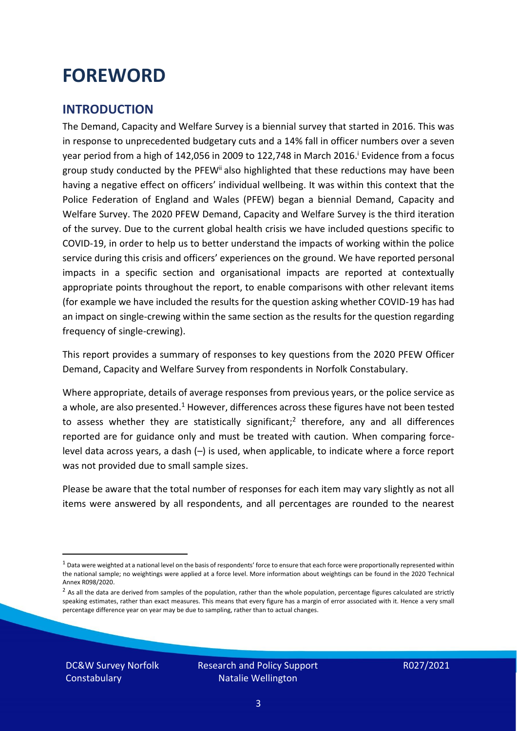# FOREWORD

## INTRODUCTION

The Demand, Capacity and Welfare Survey is a biennial survey that started in 2016. This was in response to unprecedented budgetary cuts and a 14% fall in officer numbers over a seven year period from a high of 142,056 in 2009 to 122,748 in March 2016.[i] Evidence from a focus group study conducted by the PFEW[ii] also highlighted that these reductions may have been having a negative effect on officers' individual wellbeing. It was within this context that the Police Federation of England and Wales (PFEW) began a biennial Demand, Capacity and Welfare Survey. The 2020 PFEW Demand, Capacity and Welfare Survey is the third iteration of the survey. Due to the current global health crisis we have included questions specific to COVID-19, in order to help us to better understand the impacts of working within the police service during this crisis and officers' experiences on the ground. We have reported personal impacts in a specific section and organisational impacts are reported at contextually appropriate points throughout the report, to enable comparisons with other relevant items (for example we have included the results for the question asking whether COVID-19 has had an impact on single-crewing within the same section as the results for the question regarding frequency of single-crewing).

This report provides a summary of responses to key questions from the 2020 PFEW Officer Demand, Capacity and Welfare Survey from respondents in Norfolk Constabulary.

Where appropriate, details of average responses from previous years, or the police service as a whole, are also presented.[1] However, differences across these figures have not been tested to assess whether they are statistically significant;[2] therefore, any and all differences reported are for guidance only and must be treated with caution. When comparing force-level data across years, a dash (–) is used, when applicable, to indicate where a force report was not provided due to small sample sizes.

Please be aware that the total number of responses for each item may vary slightly as not all items were answered by all respondents, and all percentages are rounded to the nearest

[1] Data were weighted at a national level on the basis of respondents' force to ensure that each force were proportionally represented within the national sample; no weightings were applied at a force level. More information about weightings can be found in the 2020 Technical Annex R098/2020.

[2] As all the data are derived from samples of the population, rather than the whole population, percentage figures calculated are strictly speaking estimates, rather than exact measures. This means that every figure has a margin of error associated with it. Hence a very small percentage difference year on year may be due to sampling, rather than to actual changes.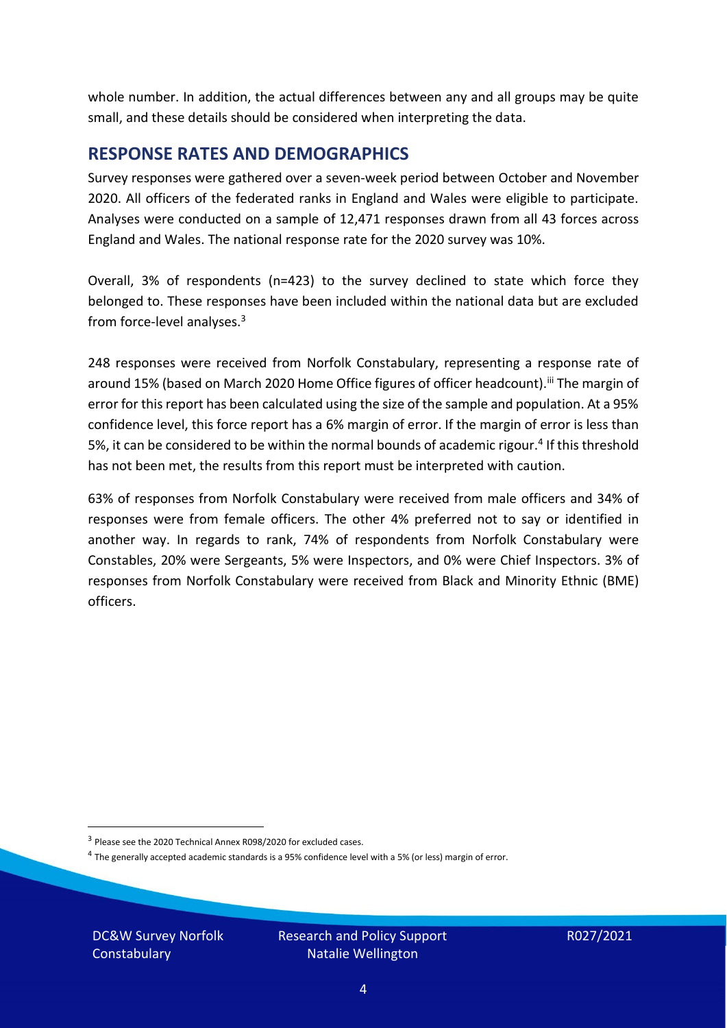whole number. In addition, the actual differences between any and all groups may be quite small, and these details should be considered when interpreting the data.

## RESPONSE RATES AND DEMOGRAPHICS

Survey responses were gathered over a seven-week period between October and November 2020. All officers of the federated ranks in England and Wales were eligible to participate. Analyses were conducted on a sample of 12,471 responses drawn from all 43 forces across England and Wales. The national response rate for the 2020 survey was 10%.

Overall, 3% of respondents (n=423) to the survey declined to state which force they belonged to. These responses have been included within the national data but are excluded from force-level analyses.[3]

248 responses were received from Norfolk Constabulary, representing a response rate of around 15% (based on March 2020 Home Office figures of officer headcount).[iii] The margin of error for this report has been calculated using the size of the sample and population. At a 95% confidence level, this force report has a 6% margin of error. If the margin of error is less than 5%, it can be considered to be within the normal bounds of academic rigour.[4] If this threshold has not been met, the results from this report must be interpreted with caution.

63% of responses from Norfolk Constabulary were received from male officers and 34% of responses were from female officers. The other 4% preferred not to say or identified in another way. In regards to rank, 74% of respondents from Norfolk Constabulary were Constables, 20% were Sergeants, 5% were Inspectors, and 0% were Chief Inspectors. 3% of responses from Norfolk Constabulary were received from Black and Minority Ethnic (BME) officers.

[3] Please see the 2020 Technical Annex R098/2020 for excluded cases.

[4] The generally accepted academic standards is a 95% confidence level with a 5% (or less) margin of error.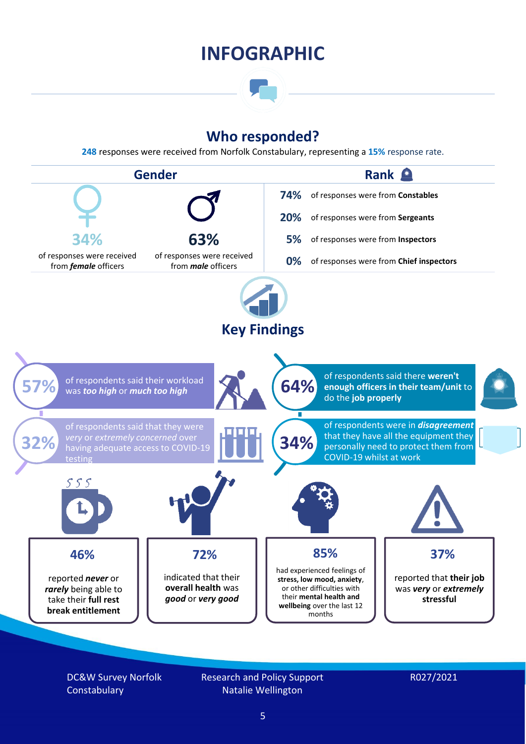# INFOGRAPHIC

## Who responded?

**248** responses were received from Norfolk Constabulary, representing a **15%** response rate.

### Gender

**34%** of responses were received from ***female*** officers

**63%** of responses were received from ***male*** officers

### Rank

**74%** of responses were from **Constables**

**20%** of responses were from **Sergeants**

**5%** of responses were from **Inspectors**

**0%** of responses were from **Chief inspectors**

## Key Findings

**57%** of respondents said their workload was ***too high*** or ***much too high***

**64%** of respondents said there **weren't enough officers in their team/unit** to do the **job properly**

**32%** of respondents said that they were *very* or *extremely concerned* over having adequate access to COVID-19 testing

**34%** of respondents were in ***disagreement*** that they have all the equipment they personally need to protect them from COVID-19 whilst at work

**46%** reported ***never*** or ***rarely*** being able to take their **full rest break entitlement**

**72%** indicated that their **overall health** was ***good*** or ***very good***

**85%** had experienced feelings of **stress, low mood, anxiety**, or other difficulties with their **mental health and wellbeing** over the last 12 months

**37%** reported that **their job** was ***very*** or ***extremely*** **stressful**

DC&W Survey Norfolk Constabulary

Research and Policy Support
Natalie Wellington

R027/2021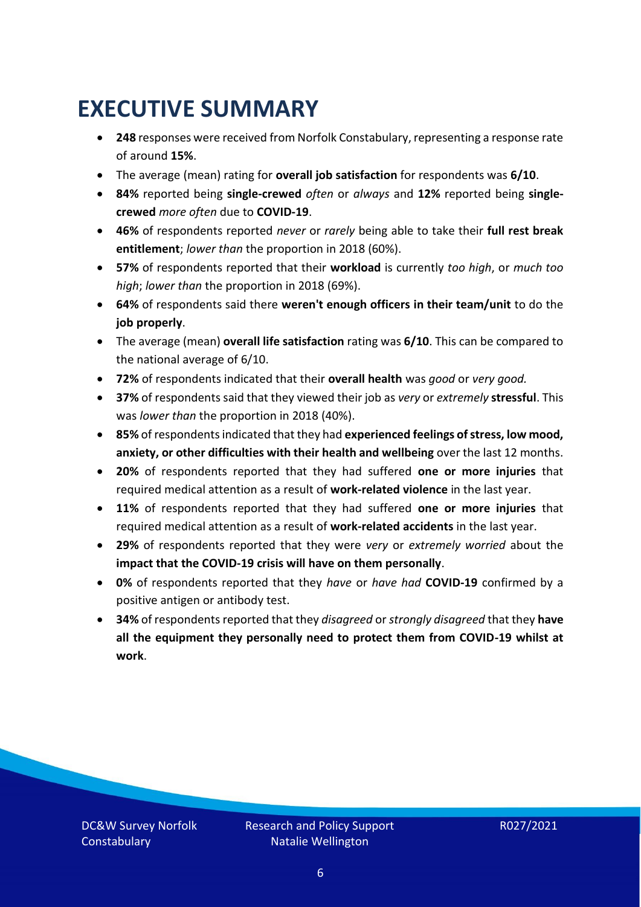# EXECUTIVE SUMMARY

- **248** responses were received from Norfolk Constabulary, representing a response rate of around **15%**.
- The average (mean) rating for **overall job satisfaction** for respondents was **6/10**.
- **84%** reported being **single-crewed** *often* or *always* and **12%** reported being **single-crewed** *more often* due to **COVID-19**.
- **46%** of respondents reported *never* or *rarely* being able to take their **full rest break entitlement**; *lower than* the proportion in 2018 (60%).
- **57%** of respondents reported that their **workload** is currently *too high*, or *much too high*; *lower than* the proportion in 2018 (69%).
- **64%** of respondents said there **weren't enough officers in their team/unit** to do the **job properly**.
- The average (mean) **overall life satisfaction** rating was **6/10**. This can be compared to the national average of 6/10.
- **72%** of respondents indicated that their **overall health** was *good* or *very good.*
- **37%** of respondents said that they viewed their job as *very* or *extremely* **stressful**. This was *lower than* the proportion in 2018 (40%).
- **85%** of respondents indicated that they had **experienced feelings of stress, low mood, anxiety, or other difficulties with their health and wellbeing** over the last 12 months.
- **20%** of respondents reported that they had suffered **one or more injuries** that required medical attention as a result of **work-related violence** in the last year.
- **11%** of respondents reported that they had suffered **one or more injuries** that required medical attention as a result of **work-related accidents** in the last year.
- **29%** of respondents reported that they were *very* or *extremely worried* about the **impact that the COVID-19 crisis will have on them personally**.
- **0%** of respondents reported that they *have* or *have had* **COVID-19** confirmed by a positive antigen or antibody test.
- **34%** of respondents reported that they *disagreed* or *strongly disagreed* that they **have all the equipment they personally need to protect them from COVID-19 whilst at work**.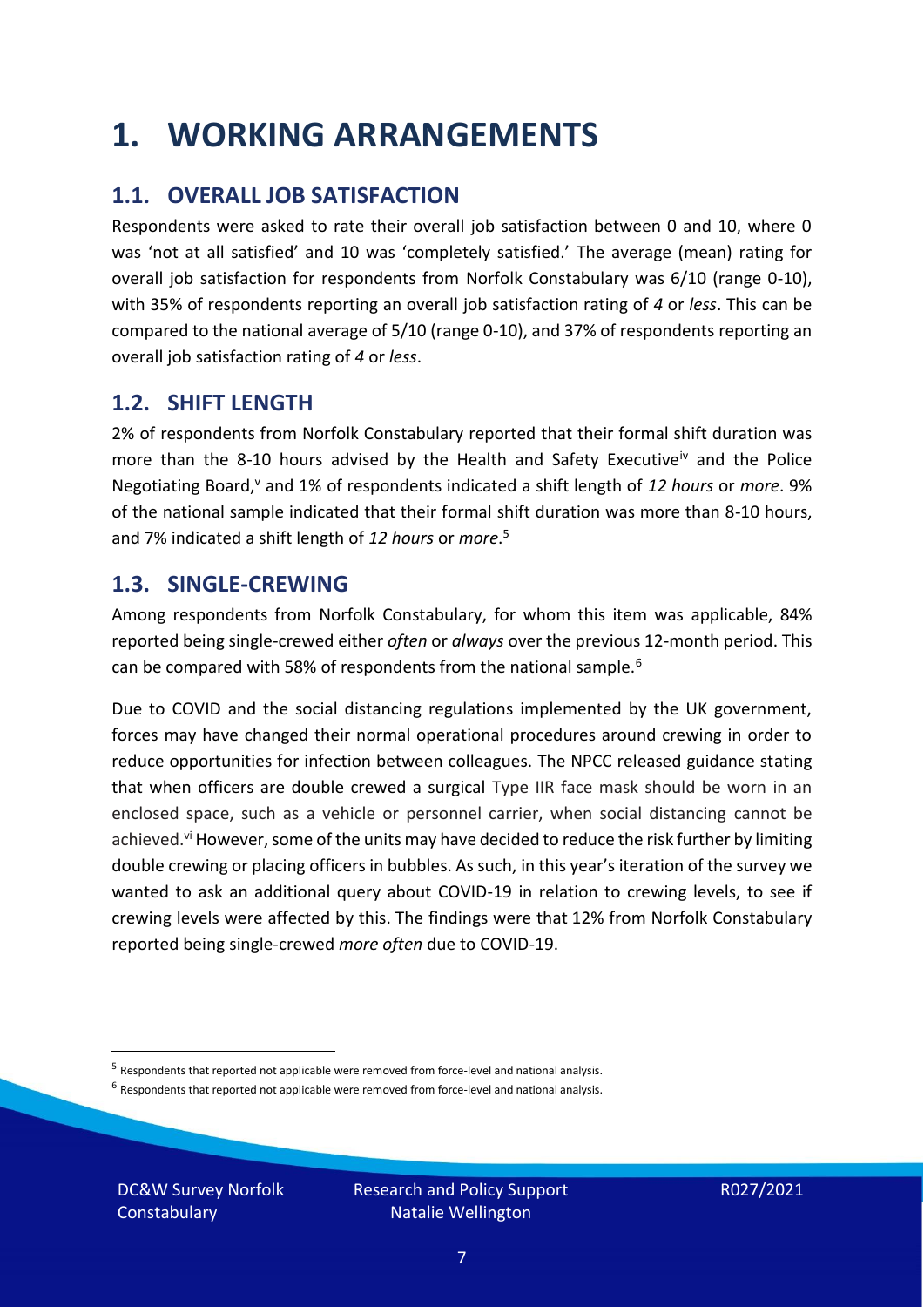# 1. WORKING ARRANGEMENTS

## 1.1. OVERALL JOB SATISFACTION

Respondents were asked to rate their overall job satisfaction between 0 and 10, where 0 was 'not at all satisfied' and 10 was 'completely satisfied.' The average (mean) rating for overall job satisfaction for respondents from Norfolk Constabulary was 6/10 (range 0-10), with 35% of respondents reporting an overall job satisfaction rating of *4* or *less*. This can be compared to the national average of 5/10 (range 0-10), and 37% of respondents reporting an overall job satisfaction rating of *4* or *less*.

## 1.2. SHIFT LENGTH

2% of respondents from Norfolk Constabulary reported that their formal shift duration was more than the 8-10 hours advised by the Health and Safety Executive[iv] and the Police Negotiating Board,[v] and 1% of respondents indicated a shift length of *12 hours* or *more*. 9% of the national sample indicated that their formal shift duration was more than 8-10 hours, and 7% indicated a shift length of *12 hours* or *more*.[5]

## 1.3. SINGLE-CREWING

Among respondents from Norfolk Constabulary, for whom this item was applicable, 84% reported being single-crewed either *often* or *always* over the previous 12-month period. This can be compared with 58% of respondents from the national sample.[6]

Due to COVID and the social distancing regulations implemented by the UK government, forces may have changed their normal operational procedures around crewing in order to reduce opportunities for infection between colleagues. The NPCC released guidance stating that when officers are double crewed a surgical Type IIR face mask should be worn in an enclosed space, such as a vehicle or personnel carrier, when social distancing cannot be achieved.[vi] However, some of the units may have decided to reduce the risk further by limiting double crewing or placing officers in bubbles. As such, in this year's iteration of the survey we wanted to ask an additional query about COVID-19 in relation to crewing levels, to see if crewing levels were affected by this. The findings were that 12% from Norfolk Constabulary reported being single-crewed *more often* due to COVID-19.

[5] Respondents that reported not applicable were removed from force-level and national analysis.

[6] Respondents that reported not applicable were removed from force-level and national analysis.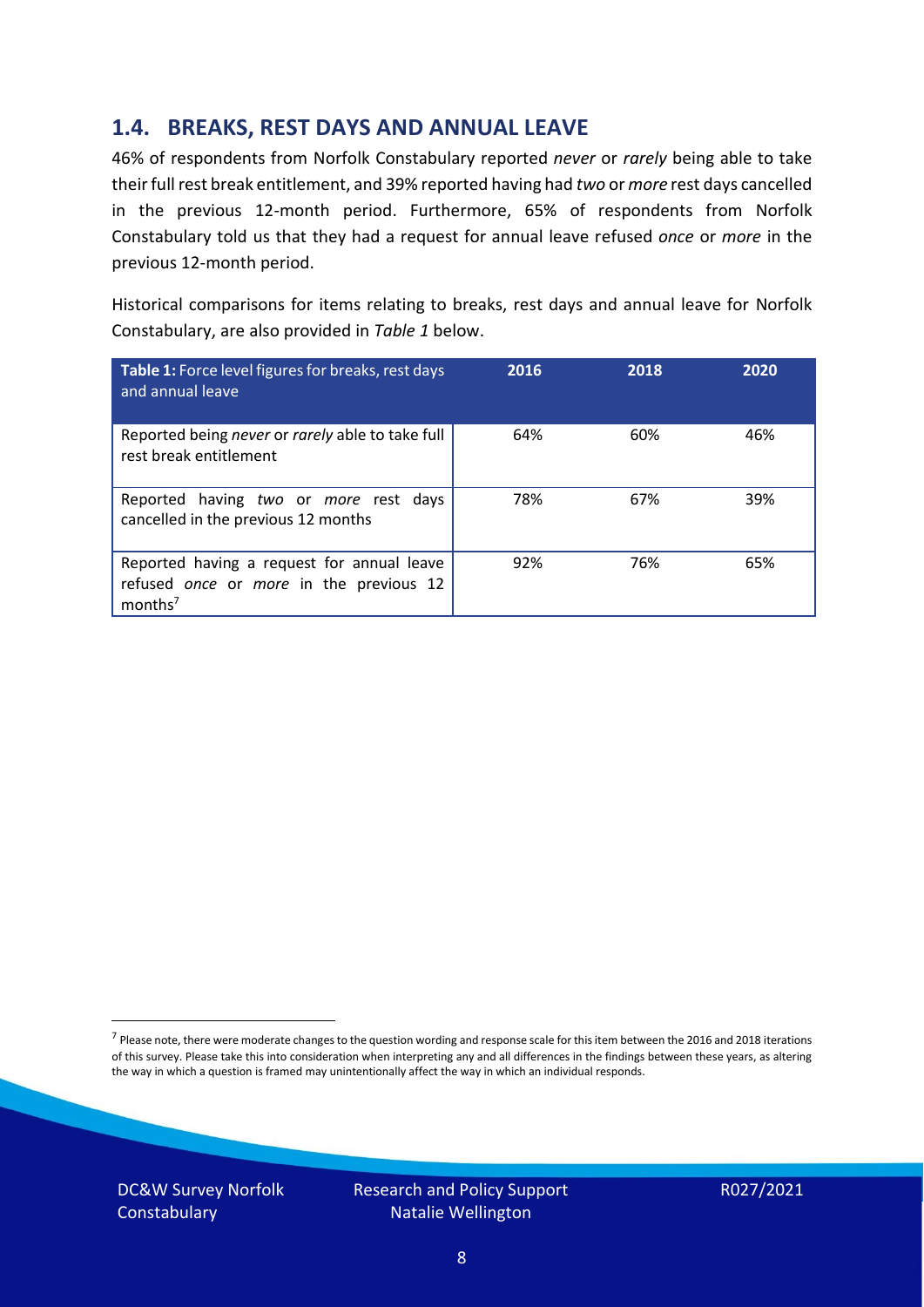## 1.4. BREAKS, REST DAYS AND ANNUAL LEAVE

46% of respondents from Norfolk Constabulary reported *never* or *rarely* being able to take their full rest break entitlement, and 39% reported having had *two* or *more* rest days cancelled in the previous 12-month period. Furthermore, 65% of respondents from Norfolk Constabulary told us that they had a request for annual leave refused *once* or *more* in the previous 12-month period.

Historical comparisons for items relating to breaks, rest days and annual leave for Norfolk Constabulary, are also provided in *Table 1* below.

| **Table 1:** Force level figures for breaks, rest days and annual leave | 2016 | 2018 | 2020 |
|---|---|---|---|
| Reported being *never* or *rarely* able to take full rest break entitlement | 64% | 60% | 46% |
| Reported having *two* or *more* rest days cancelled in the previous 12 months | 78% | 67% | 39% |
| Reported having a request for annual leave refused *once* or *more* in the previous 12 months[7] | 92% | 76% | 65% |

[7] Please note, there were moderate changes to the question wording and response scale for this item between the 2016 and 2018 iterations of this survey. Please take this into consideration when interpreting any and all differences in the findings between these years, as altering the way in which a question is framed may unintentionally affect the way in which an individual responds.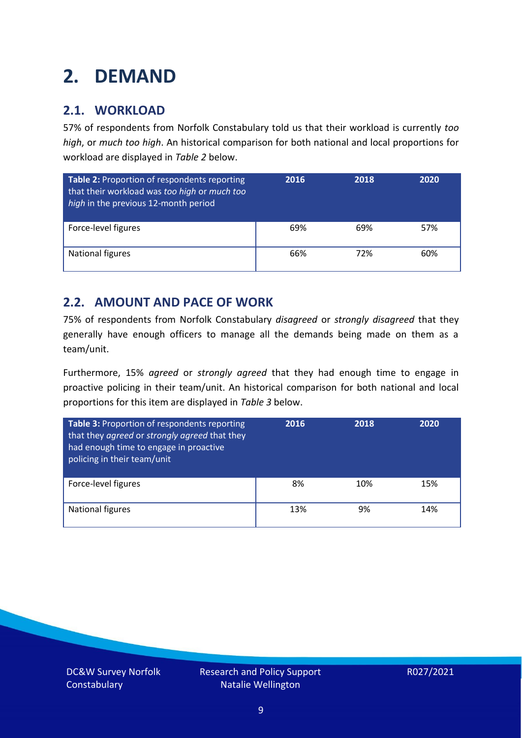# 2. DEMAND

## 2.1. WORKLOAD

57% of respondents from Norfolk Constabulary told us that their workload is currently *too high*, or *much too high*. An historical comparison for both national and local proportions for workload are displayed in *Table 2* below.

| **Table 2:** Proportion of respondents reporting that their workload was *too high* or *much too high* in the previous 12-month period | 2016 | 2018 | 2020 |
|---|---|---|---|
| Force-level figures | 69% | 69% | 57% |
| National figures | 66% | 72% | 60% |

## 2.2. AMOUNT AND PACE OF WORK

75% of respondents from Norfolk Constabulary *disagreed* or *strongly disagreed* that they generally have enough officers to manage all the demands being made on them as a team/unit.

Furthermore, 15% *agreed* or *strongly agreed* that they had enough time to engage in proactive policing in their team/unit. An historical comparison for both national and local proportions for this item are displayed in *Table 3* below.

| **Table 3:** Proportion of respondents reporting that they *agreed* or *strongly agreed* that they had enough time to engage in proactive policing in their team/unit | 2016 | 2018 | 2020 |
|---|---|---|---|
| Force-level figures | 8% | 10% | 15% |
| National figures | 13% | 9% | 14% |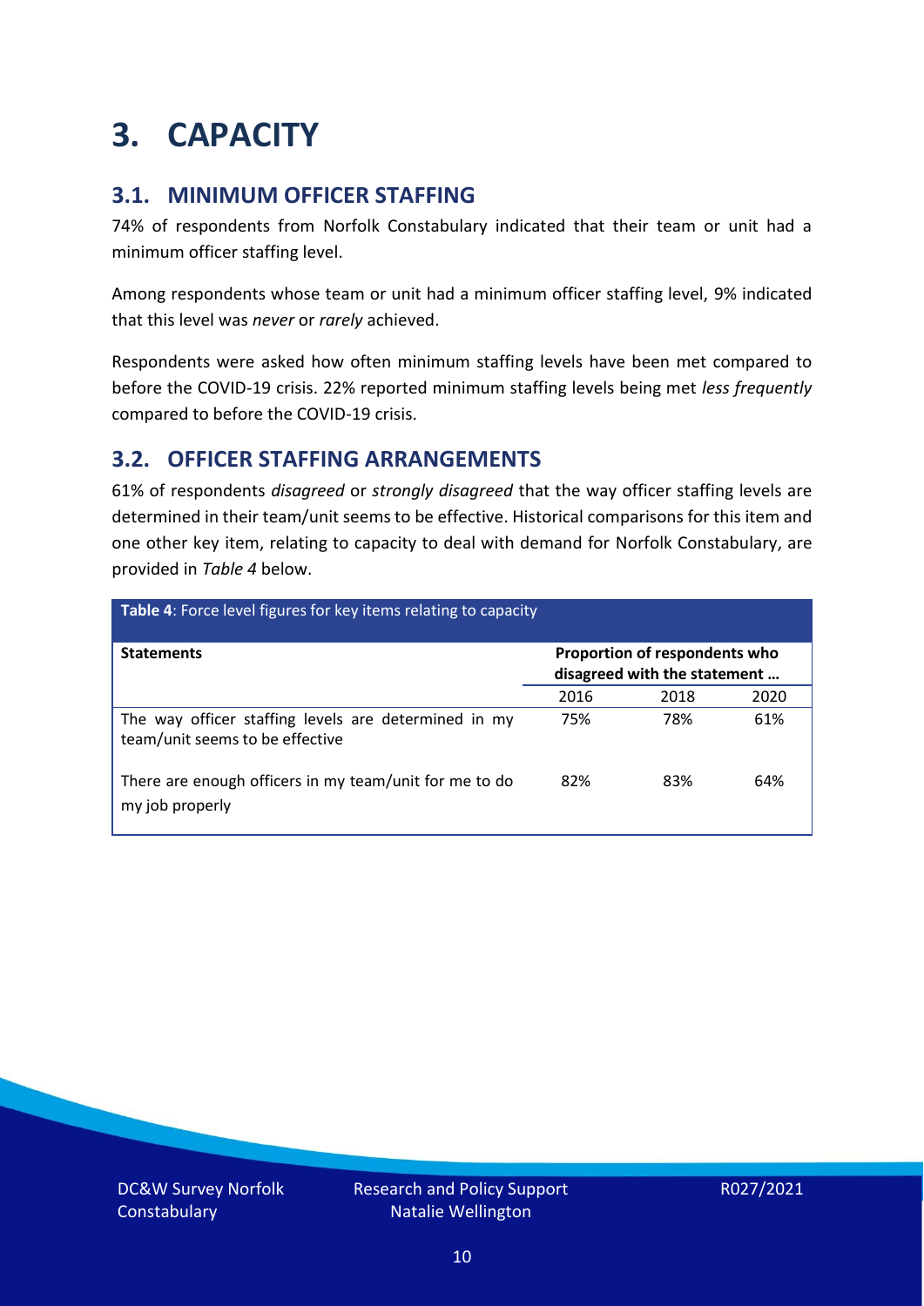# 3. CAPACITY

## 3.1. MINIMUM OFFICER STAFFING

74% of respondents from Norfolk Constabulary indicated that their team or unit had a minimum officer staffing level.

Among respondents whose team or unit had a minimum officer staffing level, 9% indicated that this level was *never* or *rarely* achieved.

Respondents were asked how often minimum staffing levels have been met compared to before the COVID-19 crisis. 22% reported minimum staffing levels being met *less frequently* compared to before the COVID-19 crisis.

## 3.2. OFFICER STAFFING ARRANGEMENTS

61% of respondents *disagreed* or *strongly disagreed* that the way officer staffing levels are determined in their team/unit seems to be effective. Historical comparisons for this item and one other key item, relating to capacity to deal with demand for Norfolk Constabulary, are provided in *Table 4* below.

**Table 4**: Force level figures for key items relating to capacity

| Statements | Proportion of respondents who disagreed with the statement … | | |
|---|---|---|---|
| | 2016 | 2018 | 2020 |
| The way officer staffing levels are determined in my team/unit seems to be effective | 75% | 78% | 61% |
| There are enough officers in my team/unit for me to do my job properly | 82% | 83% | 64% |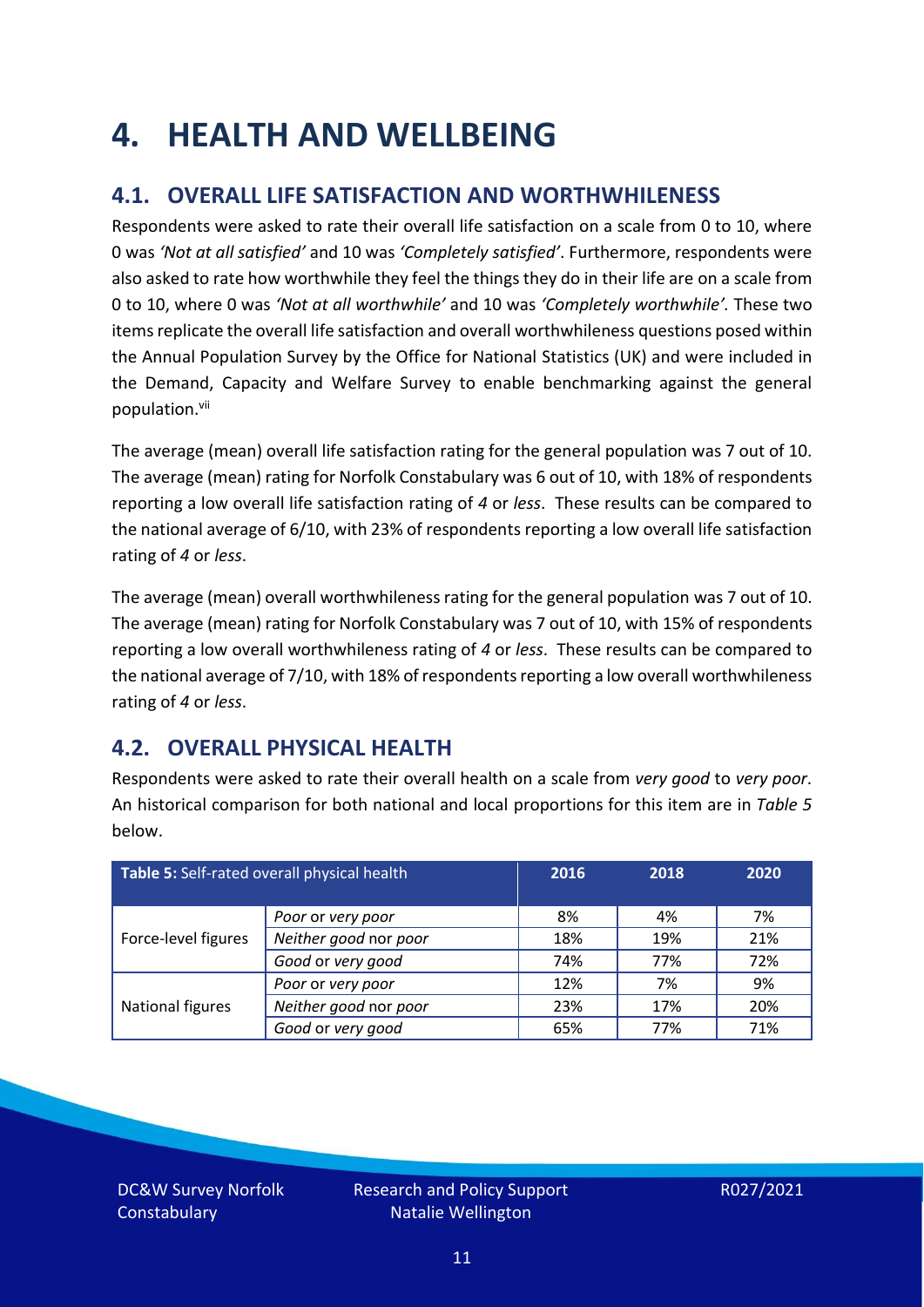# 4. HEALTH AND WELLBEING

## 4.1. OVERALL LIFE SATISFACTION AND WORTHWHILENESS

Respondents were asked to rate their overall life satisfaction on a scale from 0 to 10, where 0 was *'Not at all satisfied'* and 10 was *'Completely satisfied'*. Furthermore, respondents were also asked to rate how worthwhile they feel the things they do in their life are on a scale from 0 to 10, where 0 was *'Not at all worthwhile'* and 10 was *'Completely worthwhile'.* These two items replicate the overall life satisfaction and overall worthwhileness questions posed within the Annual Population Survey by the Office for National Statistics (UK) and were included in the Demand, Capacity and Welfare Survey to enable benchmarking against the general population.[vii]

The average (mean) overall life satisfaction rating for the general population was 7 out of 10. The average (mean) rating for Norfolk Constabulary was 6 out of 10, with 18% of respondents reporting a low overall life satisfaction rating of *4* or *less*. These results can be compared to the national average of 6/10, with 23% of respondents reporting a low overall life satisfaction rating of *4* or *less*.

The average (mean) overall worthwhileness rating for the general population was 7 out of 10. The average (mean) rating for Norfolk Constabulary was 7 out of 10, with 15% of respondents reporting a low overall worthwhileness rating of *4* or *less*. These results can be compared to the national average of 7/10, with 18% of respondents reporting a low overall worthwhileness rating of *4* or *less*.

## 4.2. OVERALL PHYSICAL HEALTH

Respondents were asked to rate their overall health on a scale from *very good* to *very poor*. An historical comparison for both national and local proportions for this item are in *Table 5* below.

| **Table 5:** Self-rated overall physical health | | 2016 | 2018 | 2020 |
|---|---|---|---|---|
| Force-level figures | *Poor* or *very poor* | 8% | 4% | 7% |
| | *Neither good* nor *poor* | 18% | 19% | 21% |
| | *Good* or *very good* | 74% | 77% | 72% |
| National figures | *Poor* or *very poor* | 12% | 7% | 9% |
| | *Neither good* nor *poor* | 23% | 17% | 20% |
| | *Good* or *very good* | 65% | 77% | 71% |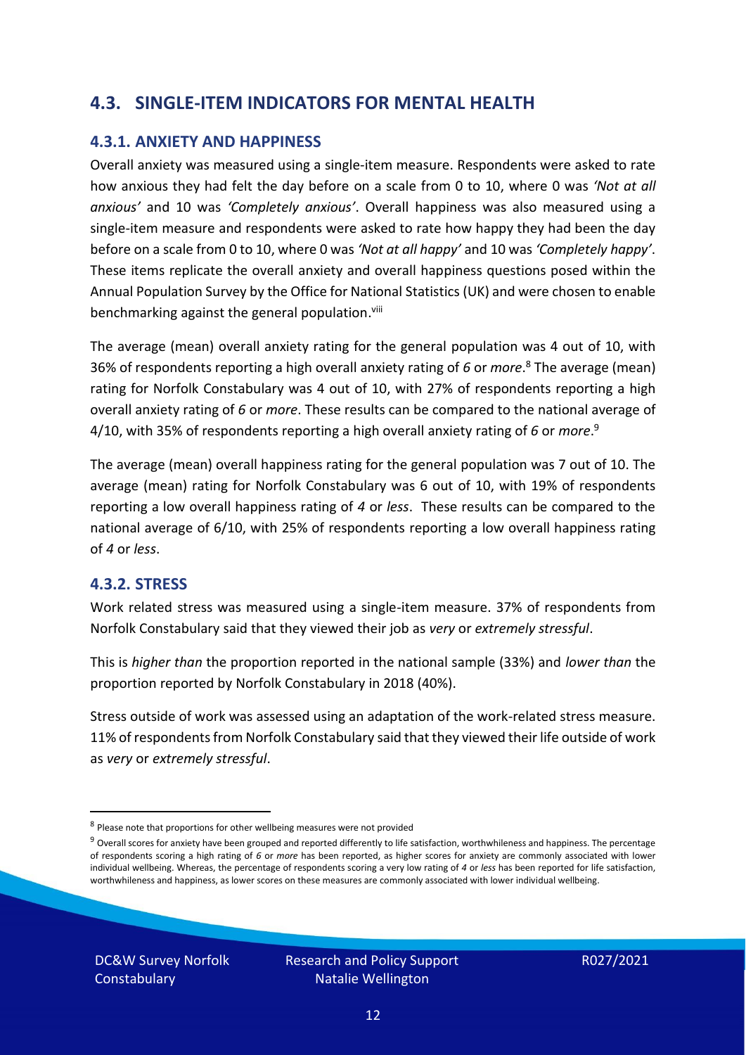## 4.3. SINGLE-ITEM INDICATORS FOR MENTAL HEALTH

### 4.3.1. ANXIETY AND HAPPINESS

Overall anxiety was measured using a single-item measure. Respondents were asked to rate how anxious they had felt the day before on a scale from 0 to 10, where 0 was *'Not at all anxious'* and 10 was *'Completely anxious'*. Overall happiness was also measured using a single-item measure and respondents were asked to rate how happy they had been the day before on a scale from 0 to 10, where 0 was *'Not at all happy'* and 10 was *'Completely happy'*. These items replicate the overall anxiety and overall happiness questions posed within the Annual Population Survey by the Office for National Statistics (UK) and were chosen to enable benchmarking against the general population.[viii]

The average (mean) overall anxiety rating for the general population was 4 out of 10, with 36% of respondents reporting a high overall anxiety rating of *6* or *more*.[8] The average (mean) rating for Norfolk Constabulary was 4 out of 10, with 27% of respondents reporting a high overall anxiety rating of *6* or *more*. These results can be compared to the national average of 4/10, with 35% of respondents reporting a high overall anxiety rating of *6* or *more*.[9]

The average (mean) overall happiness rating for the general population was 7 out of 10. The average (mean) rating for Norfolk Constabulary was 6 out of 10, with 19% of respondents reporting a low overall happiness rating of *4* or *less*. These results can be compared to the national average of 6/10, with 25% of respondents reporting a low overall happiness rating of *4* or *less*.

### 4.3.2. STRESS

Work related stress was measured using a single-item measure. 37% of respondents from Norfolk Constabulary said that they viewed their job as *very* or *extremely stressful*.

This is *higher than* the proportion reported in the national sample (33%) and *lower than* the proportion reported by Norfolk Constabulary in 2018 (40%).

Stress outside of work was assessed using an adaptation of the work-related stress measure. 11% of respondents from Norfolk Constabulary said that they viewed their life outside of work as *very* or *extremely stressful*.

---

[8] Please note that proportions for other wellbeing measures were not provided

[9] Overall scores for anxiety have been grouped and reported differently to life satisfaction, worthwhileness and happiness. The percentage of respondents scoring a high rating of *6* or *more* has been reported, as higher scores for anxiety are commonly associated with lower individual wellbeing. Whereas, the percentage of respondents scoring a very low rating of *4* or *less* has been reported for life satisfaction, worthwhileness and happiness, as lower scores on these measures are commonly associated with lower individual wellbeing.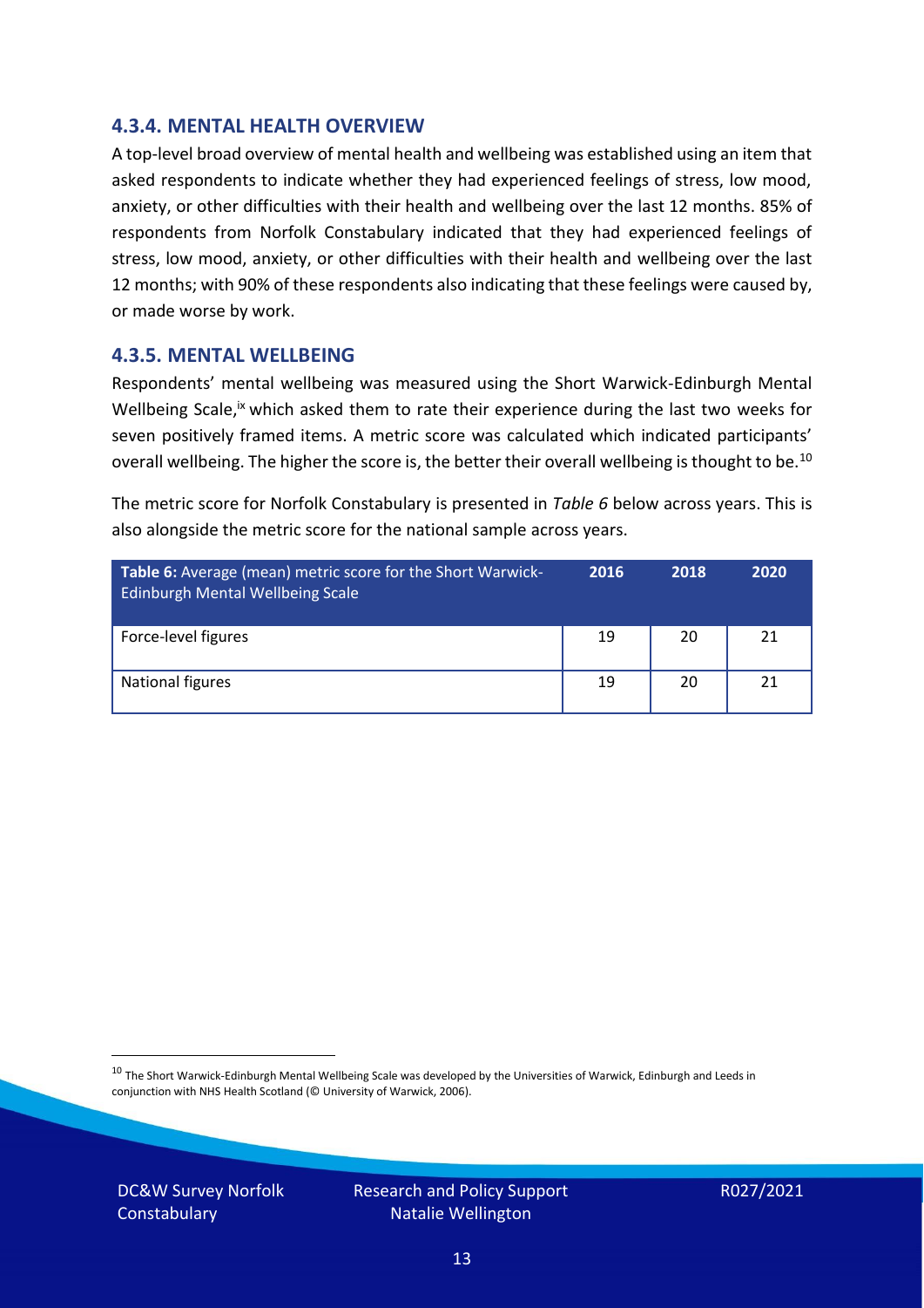### 4.3.4. MENTAL HEALTH OVERVIEW

A top-level broad overview of mental health and wellbeing was established using an item that asked respondents to indicate whether they had experienced feelings of stress, low mood, anxiety, or other difficulties with their health and wellbeing over the last 12 months. 85% of respondents from Norfolk Constabulary indicated that they had experienced feelings of stress, low mood, anxiety, or other difficulties with their health and wellbeing over the last 12 months; with 90% of these respondents also indicating that these feelings were caused by, or made worse by work.

### 4.3.5. MENTAL WELLBEING

Respondents' mental wellbeing was measured using the Short Warwick-Edinburgh Mental Wellbeing Scale,[ix] which asked them to rate their experience during the last two weeks for seven positively framed items. A metric score was calculated which indicated participants' overall wellbeing. The higher the score is, the better their overall wellbeing is thought to be.[10]

The metric score for Norfolk Constabulary is presented in *Table 6* below across years. This is also alongside the metric score for the national sample across years.

| **Table 6:** Average (mean) metric score for the Short Warwick-Edinburgh Mental Wellbeing Scale | 2016 | 2018 | 2020 |
|---|---|---|---|
| Force-level figures | 19 | 20 | 21 |
| National figures | 19 | 20 | 21 |

[10] The Short Warwick-Edinburgh Mental Wellbeing Scale was developed by the Universities of Warwick, Edinburgh and Leeds in conjunction with NHS Health Scotland (© University of Warwick, 2006).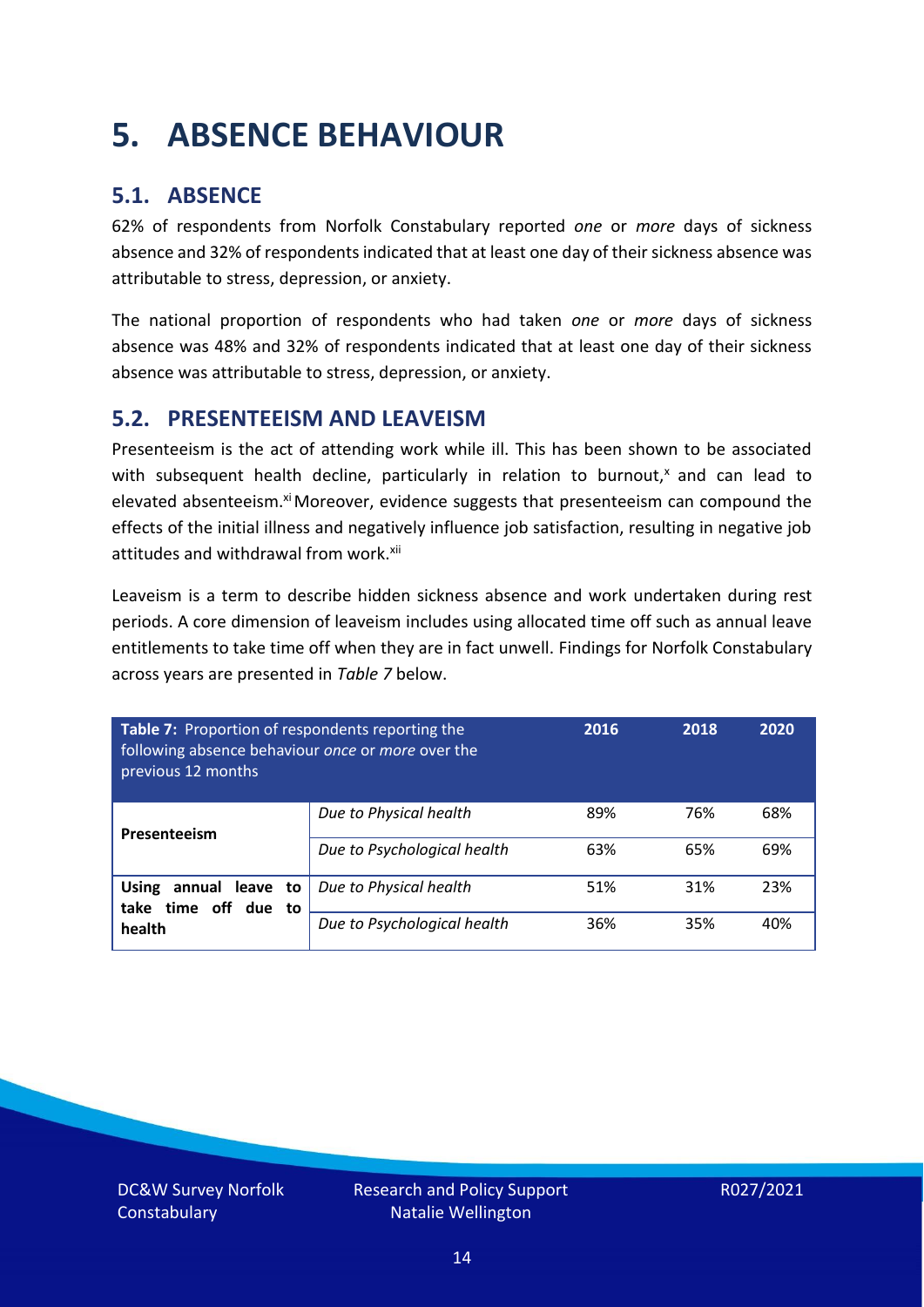# 5. ABSENCE BEHAVIOUR

## 5.1. ABSENCE

62% of respondents from Norfolk Constabulary reported *one* or *more* days of sickness absence and 32% of respondents indicated that at least one day of their sickness absence was attributable to stress, depression, or anxiety.

The national proportion of respondents who had taken *one* or *more* days of sickness absence was 48% and 32% of respondents indicated that at least one day of their sickness absence was attributable to stress, depression, or anxiety.

## 5.2. PRESENTEEISM AND LEAVEISM

Presenteeism is the act of attending work while ill. This has been shown to be associated with subsequent health decline, particularly in relation to burnout,[x] and can lead to elevated absenteeism.[xi] Moreover, evidence suggests that presenteeism can compound the effects of the initial illness and negatively influence job satisfaction, resulting in negative job attitudes and withdrawal from work.[xii]

Leaveism is a term to describe hidden sickness absence and work undertaken during rest periods. A core dimension of leaveism includes using allocated time off such as annual leave entitlements to take time off when they are in fact unwell. Findings for Norfolk Constabulary across years are presented in *Table 7* below.

| **Table 7:** Proportion of respondents reporting the following absence behaviour *once* or *more* over the previous 12 months | | 2016 | 2018 | 2020 |
|---|---|---|---|---|
| **Presenteeism** | *Due to Physical health* | 89% | 76% | 68% |
| | *Due to Psychological health* | 63% | 65% | 69% |
| **Using annual leave to take time off due to health** | *Due to Physical health* | 51% | 31% | 23% |
| | *Due to Psychological health* | 36% | 35% | 40% |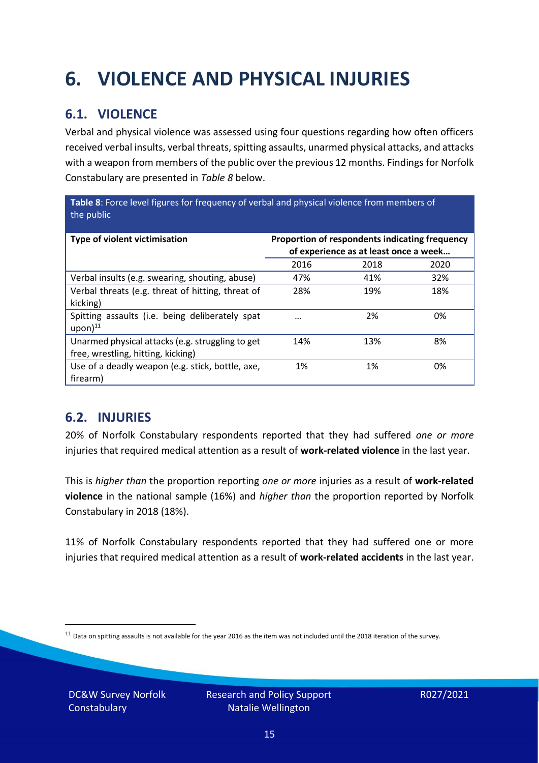# 6. VIOLENCE AND PHYSICAL INJURIES

## 6.1. VIOLENCE

Verbal and physical violence was assessed using four questions regarding how often officers received verbal insults, verbal threats, spitting assaults, unarmed physical attacks, and attacks with a weapon from members of the public over the previous 12 months. Findings for Norfolk Constabulary are presented in *Table 8* below.

**Table 8**: Force level figures for frequency of verbal and physical violence from members of the public

| Type of violent victimisation | Proportion of respondents indicating frequency of experience as at least once a week… | | |
|---|---|---|---|
| | 2016 | 2018 | 2020 |
| Verbal insults (e.g. swearing, shouting, abuse) | 47% | 41% | 32% |
| Verbal threats (e.g. threat of hitting, threat of kicking) | 28% | 19% | 18% |
| Spitting assaults (i.e. being deliberately spat upon)[11] | … | 2% | 0% |
| Unarmed physical attacks (e.g. struggling to get free, wrestling, hitting, kicking) | 14% | 13% | 8% |
| Use of a deadly weapon (e.g. stick, bottle, axe, firearm) | 1% | 1% | 0% |

## 6.2. INJURIES

20% of Norfolk Constabulary respondents reported that they had suffered *one or more* injuries that required medical attention as a result of **work-related violence** in the last year.

This is *higher than* the proportion reporting *one or more* injuries as a result of **work-related violence** in the national sample (16%) and *higher than* the proportion reported by Norfolk Constabulary in 2018 (18%).

11% of Norfolk Constabulary respondents reported that they had suffered one or more injuries that required medical attention as a result of **work-related accidents** in the last year.

[11] Data on spitting assaults is not available for the year 2016 as the item was not included until the 2018 iteration of the survey.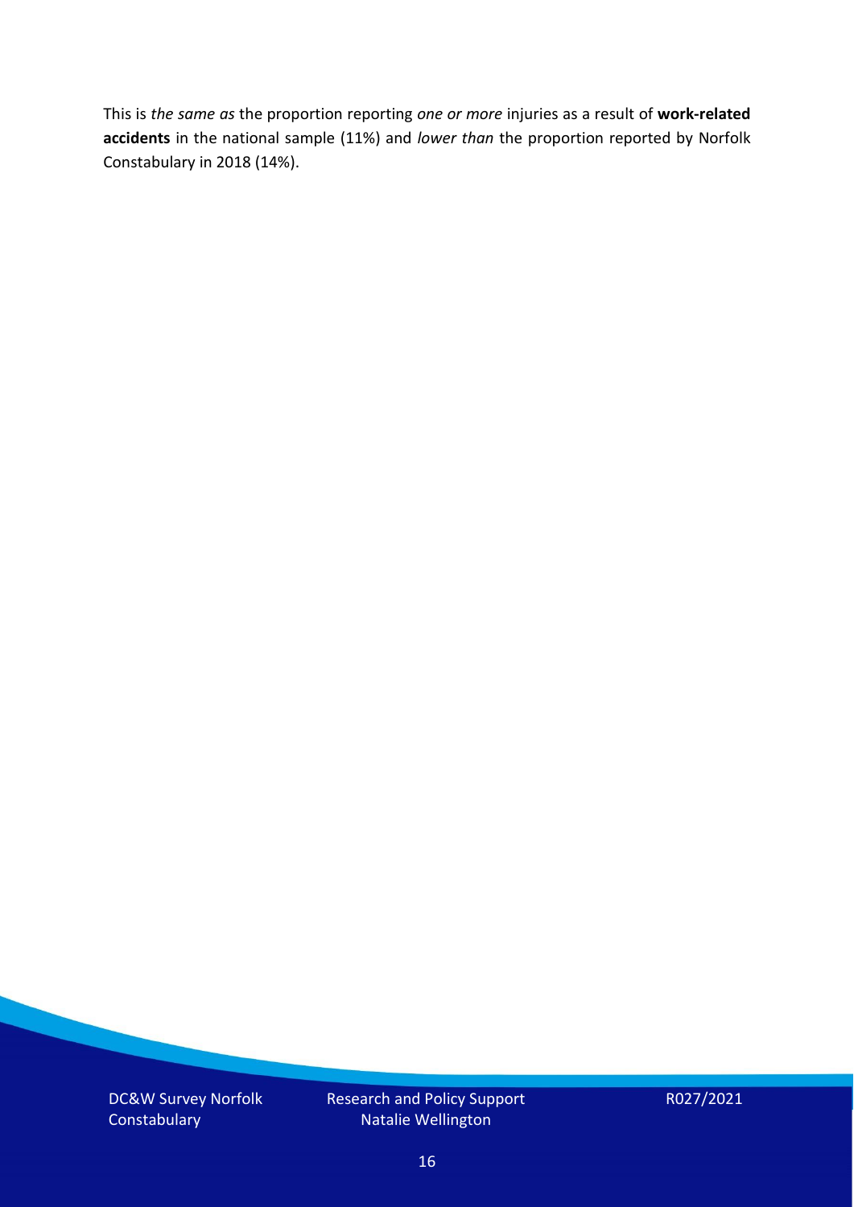This is *the same as* the proportion reporting *one or more* injuries as a result of **work-related accidents** in the national sample (11%) and *lower than* the proportion reported by Norfolk Constabulary in 2018 (14%).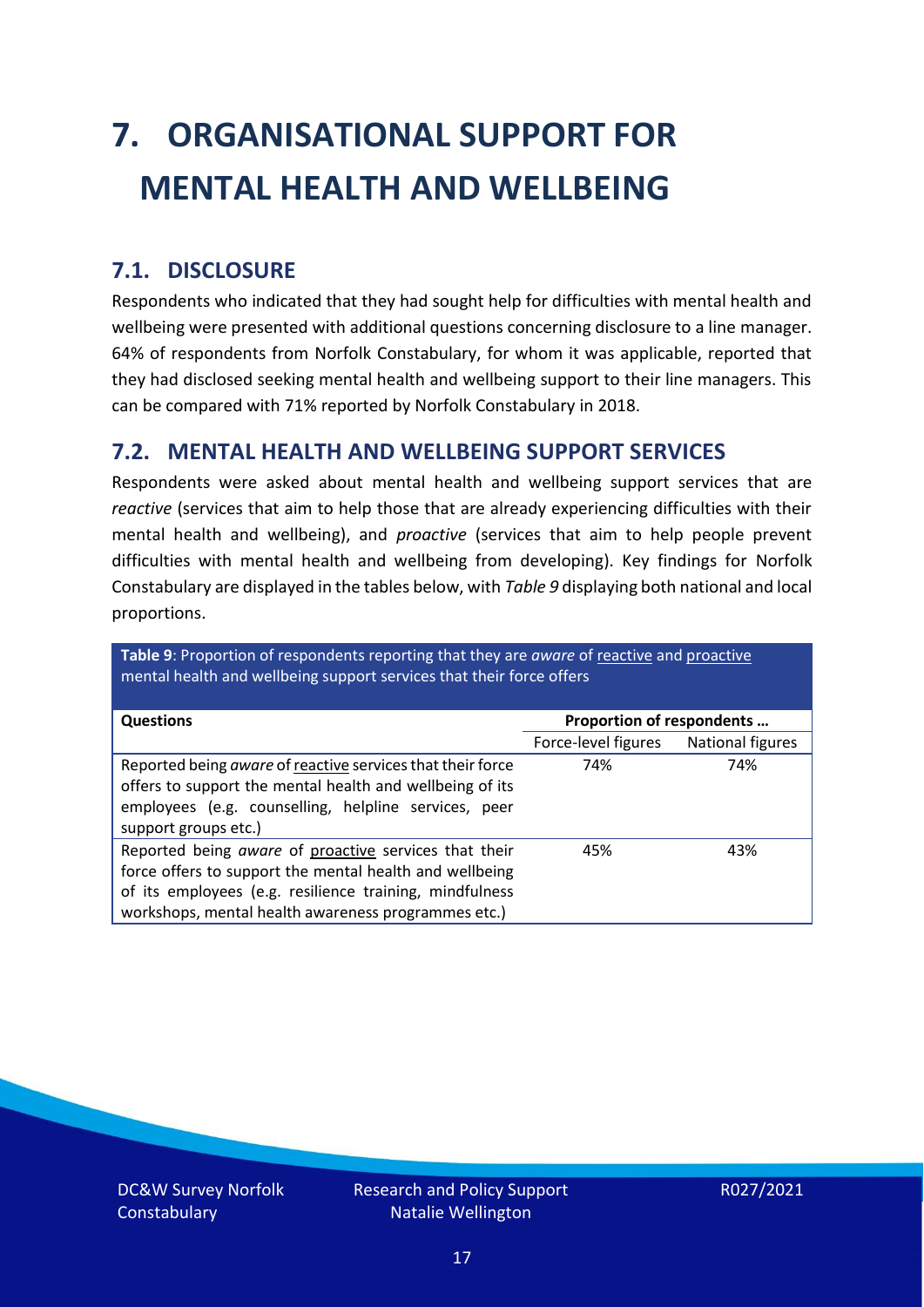# 7. ORGANISATIONAL SUPPORT FOR MENTAL HEALTH AND WELLBEING

## 7.1. DISCLOSURE

Respondents who indicated that they had sought help for difficulties with mental health and wellbeing were presented with additional questions concerning disclosure to a line manager. 64% of respondents from Norfolk Constabulary, for whom it was applicable, reported that they had disclosed seeking mental health and wellbeing support to their line managers. This can be compared with 71% reported by Norfolk Constabulary in 2018.

## 7.2. MENTAL HEALTH AND WELLBEING SUPPORT SERVICES

Respondents were asked about mental health and wellbeing support services that are *reactive* (services that aim to help those that are already experiencing difficulties with their mental health and wellbeing), and *proactive* (services that aim to help people prevent difficulties with mental health and wellbeing from developing). Key findings for Norfolk Constabulary are displayed in the tables below, with *Table 9* displaying both national and local proportions.

**Table 9**: Proportion of respondents reporting that they are *aware* of reactive and proactive mental health and wellbeing support services that their force offers

| Questions | Proportion of respondents … | |
|---|---|---|
| | Force-level figures | National figures |
| Reported being *aware* of reactive services that their force offers to support the mental health and wellbeing of its employees (e.g. counselling, helpline services, peer support groups etc.) | 74% | 74% |
| Reported being *aware* of proactive services that their force offers to support the mental health and wellbeing of its employees (e.g. resilience training, mindfulness workshops, mental health awareness programmes etc.) | 45% | 43% |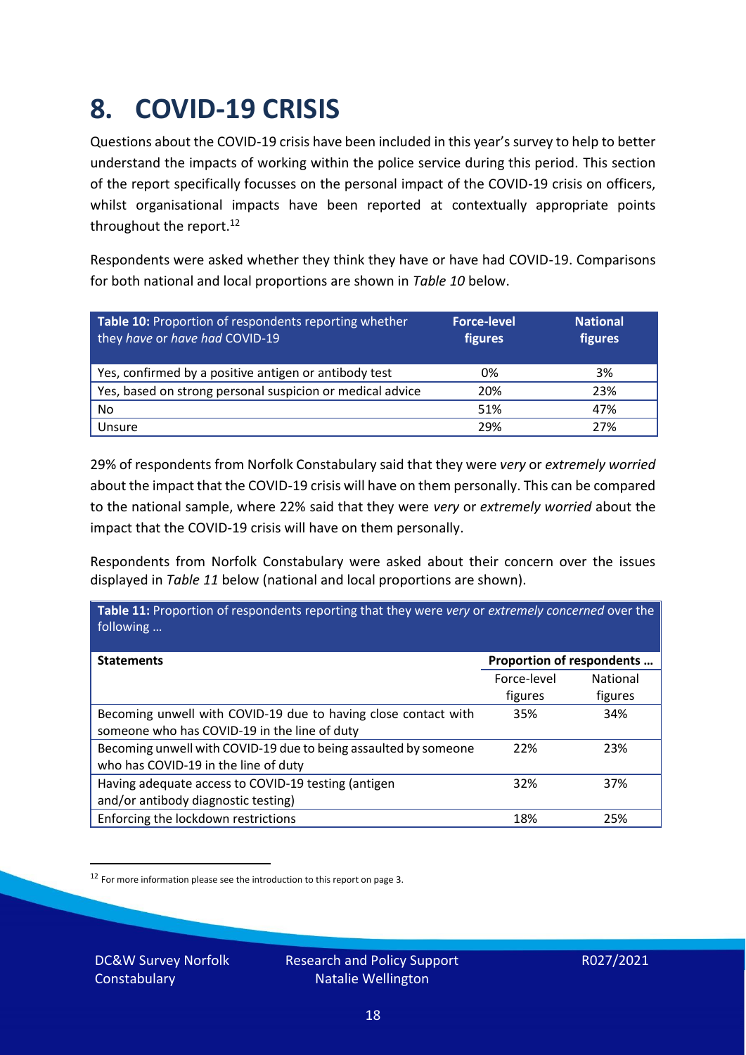# 8. COVID-19 CRISIS

Questions about the COVID-19 crisis have been included in this year's survey to help to better understand the impacts of working within the police service during this period. This section of the report specifically focusses on the personal impact of the COVID-19 crisis on officers, whilst organisational impacts have been reported at contextually appropriate points throughout the report.[12]

Respondents were asked whether they think they have or have had COVID-19. Comparisons for both national and local proportions are shown in *Table 10* below.

| **Table 10:** Proportion of respondents reporting whether they *have* or *have had* COVID-19 | **Force-level figures** | **National figures** |
|---|---|---|
| Yes, confirmed by a positive antigen or antibody test | 0% | 3% |
| Yes, based on strong personal suspicion or medical advice | 20% | 23% |
| No | 51% | 47% |
| Unsure | 29% | 27% |

29% of respondents from Norfolk Constabulary said that they were *very* or *extremely worried* about the impact that the COVID-19 crisis will have on them personally. This can be compared to the national sample, where 22% said that they were *very* or *extremely worried* about the impact that the COVID-19 crisis will have on them personally.

Respondents from Norfolk Constabulary were asked about their concern over the issues displayed in *Table 11* below (national and local proportions are shown).

**Table 11:** Proportion of respondents reporting that they were *very* or *extremely concerned* over the following …

| **Statements** | **Proportion of respondents …** | |
|---|---|---|
| | Force-level figures | National figures |
| Becoming unwell with COVID-19 due to having close contact with someone who has COVID-19 in the line of duty | 35% | 34% |
| Becoming unwell with COVID-19 due to being assaulted by someone who has COVID-19 in the line of duty | 22% | 23% |
| Having adequate access to COVID-19 testing (antigen and/or antibody diagnostic testing) | 32% | 37% |
| Enforcing the lockdown restrictions | 18% | 25% |

[12] For more information please see the introduction to this report on page 3.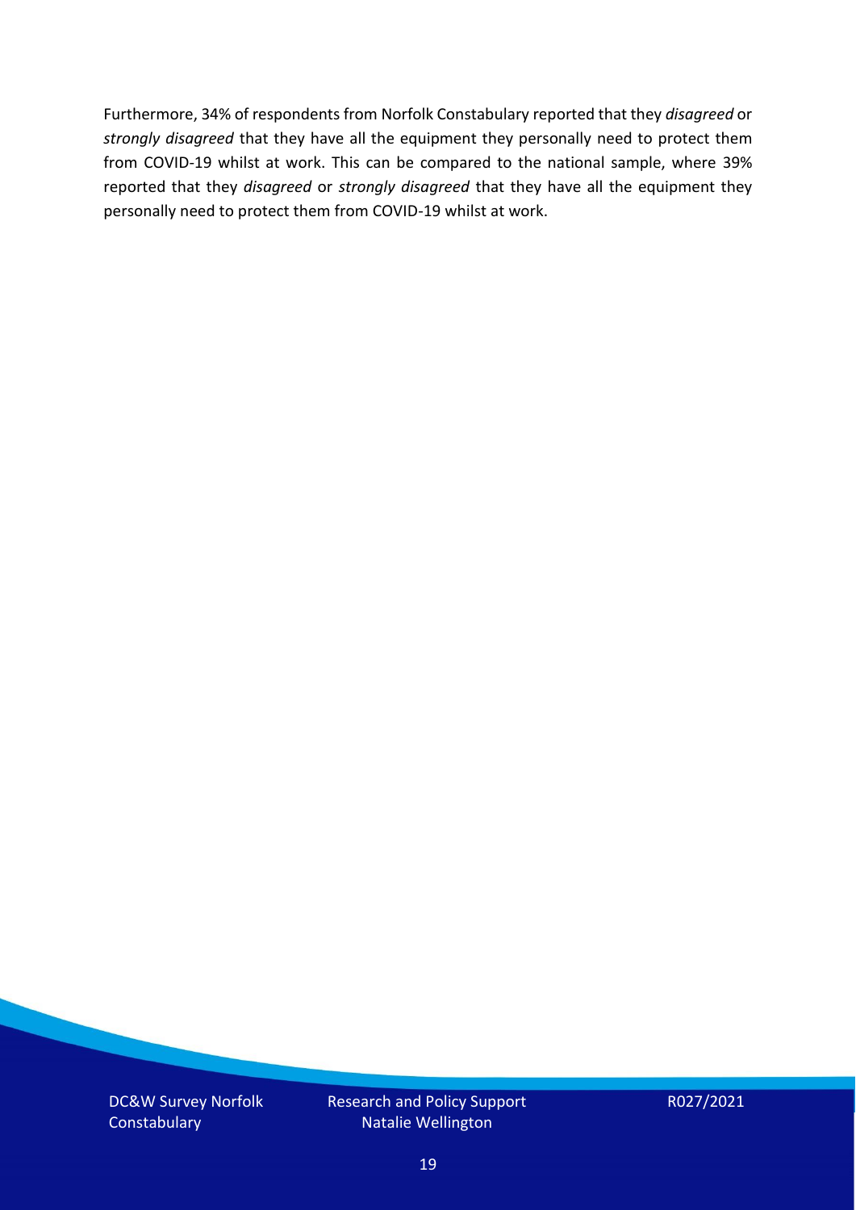Furthermore, 34% of respondents from Norfolk Constabulary reported that they *disagreed* or *strongly disagreed* that they have all the equipment they personally need to protect them from COVID-19 whilst at work. This can be compared to the national sample, where 39% reported that they *disagreed* or *strongly disagreed* that they have all the equipment they personally need to protect them from COVID-19 whilst at work.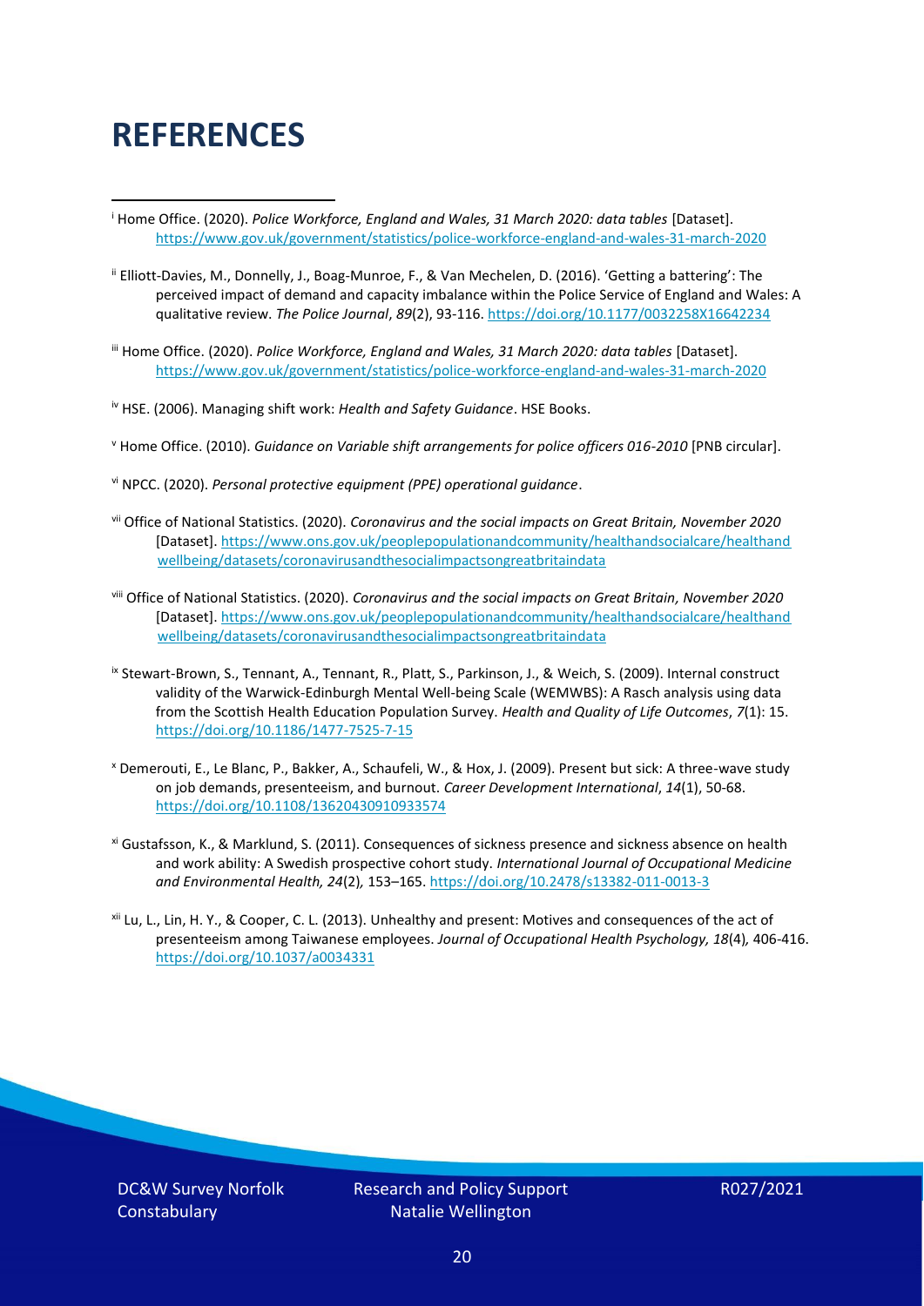# REFERENCES

[i] Home Office. (2020). *Police Workforce, England and Wales, 31 March 2020: data tables* [Dataset]. https://www.gov.uk/government/statistics/police-workforce-england-and-wales-31-march-2020

[ii] Elliott-Davies, M., Donnelly, J., Boag-Munroe, F., & Van Mechelen, D. (2016). 'Getting a battering': The perceived impact of demand and capacity imbalance within the Police Service of England and Wales: A qualitative review. *The Police Journal*, *89*(2), 93-116. https://doi.org/10.1177/0032258X16642234

[iii] Home Office. (2020). *Police Workforce, England and Wales, 31 March 2020: data tables* [Dataset]. https://www.gov.uk/government/statistics/police-workforce-england-and-wales-31-march-2020

[iv] HSE. (2006). Managing shift work: *Health and Safety Guidance*. HSE Books.

[v] Home Office. (2010). *Guidance on Variable shift arrangements for police officers 016-2010* [PNB circular].

[vi] NPCC. (2020). *Personal protective equipment (PPE) operational guidance*.

[vii] Office of National Statistics. (2020). *Coronavirus and the social impacts on Great Britain, November 2020* [Dataset]. https://www.ons.gov.uk/peoplepopulationandcommunity/healthandsocialcare/healthandwellbeing/datasets/coronavirusandthesocialimpactsongreatbritaindata

[viii] Office of National Statistics. (2020). *Coronavirus and the social impacts on Great Britain, November 2020* [Dataset]. https://www.ons.gov.uk/peoplepopulationandcommunity/healthandsocialcare/healthandwellbeing/datasets/coronavirusandthesocialimpactsongreatbritaindata

[ix] Stewart-Brown, S., Tennant, A., Tennant, R., Platt, S., Parkinson, J., & Weich, S. (2009). Internal construct validity of the Warwick-Edinburgh Mental Well-being Scale (WEMWBS): A Rasch analysis using data from the Scottish Health Education Population Survey. *Health and Quality of Life Outcomes*, *7*(1): 15. https://doi.org/10.1186/1477-7525-7-15

[x] Demerouti, E., Le Blanc, P., Bakker, A., Schaufeli, W., & Hox, J. (2009). Present but sick: A three-wave study on job demands, presenteeism, and burnout. *Career Development International*, *14*(1), 50-68. https://doi.org/10.1108/13620430910933574

[xi] Gustafsson, K., & Marklund, S. (2011). Consequences of sickness presence and sickness absence on health and work ability: A Swedish prospective cohort study. *International Journal of Occupational Medicine and Environmental Health, 24*(2)*,* 153–165. https://doi.org/10.2478/s13382-011-0013-3

[xii] Lu, L., Lin, H. Y., & Cooper, C. L. (2013). Unhealthy and present: Motives and consequences of the act of presenteeism among Taiwanese employees. *Journal of Occupational Health Psychology, 18*(4)*,* 406-416. https://doi.org/10.1037/a0034331